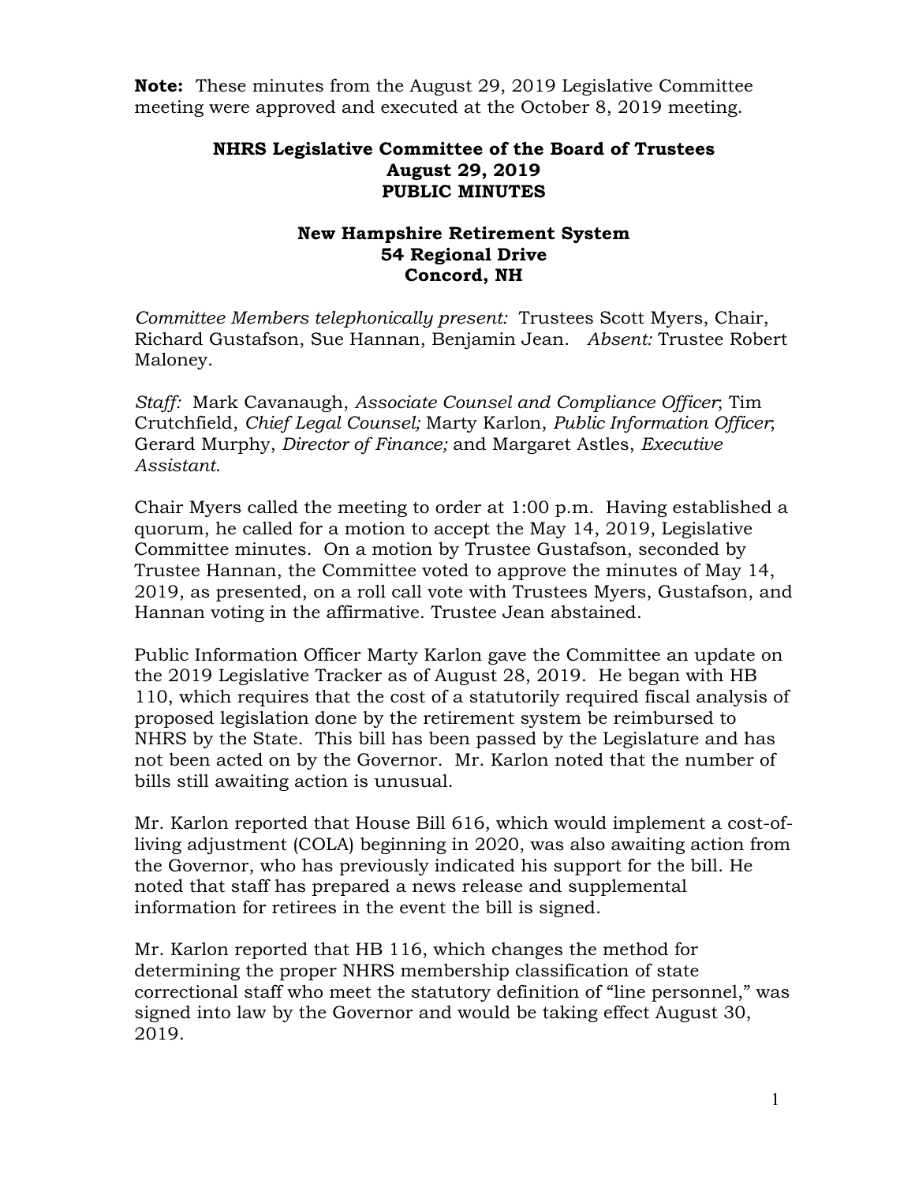**Note:** These minutes from the August 29, 2019 Legislative Committee meeting were approved and executed at the October 8, 2019 meeting.

# NHRS Legislative Committee of the Board of Trustees
## August 29, 2019
## PUBLIC MINUTES

### New Hampshire Retirement System
### 54 Regional Drive
### Concord, NH

*Committee Members telephonically present:* Trustees Scott Myers, Chair, Richard Gustafson, Sue Hannan, Benjamin Jean. *Absent:* Trustee Robert Maloney.

*Staff:* Mark Cavanaugh, *Associate Counsel and Compliance Officer*; Tim Crutchfield, *Chief Legal Counsel;* Marty Karlon, *Public Information Officer*; Gerard Murphy, *Director of Finance;* and Margaret Astles, *Executive Assistant*.

Chair Myers called the meeting to order at 1:00 p.m. Having established a quorum, he called for a motion to accept the May 14, 2019, Legislative Committee minutes. On a motion by Trustee Gustafson, seconded by Trustee Hannan, the Committee voted to approve the minutes of May 14, 2019, as presented, on a roll call vote with Trustees Myers, Gustafson, and Hannan voting in the affirmative. Trustee Jean abstained.

Public Information Officer Marty Karlon gave the Committee an update on the 2019 Legislative Tracker as of August 28, 2019. He began with HB 110, which requires that the cost of a statutorily required fiscal analysis of proposed legislation done by the retirement system be reimbursed to NHRS by the State. This bill has been passed by the Legislature and has not been acted on by the Governor. Mr. Karlon noted that the number of bills still awaiting action is unusual.

Mr. Karlon reported that House Bill 616, which would implement a cost-of-living adjustment (COLA) beginning in 2020, was also awaiting action from the Governor, who has previously indicated his support for the bill. He noted that staff has prepared a news release and supplemental information for retirees in the event the bill is signed.

Mr. Karlon reported that HB 116, which changes the method for determining the proper NHRS membership classification of state correctional staff who meet the statutory definition of "line personnel," was signed into law by the Governor and would be taking effect August 30, 2019.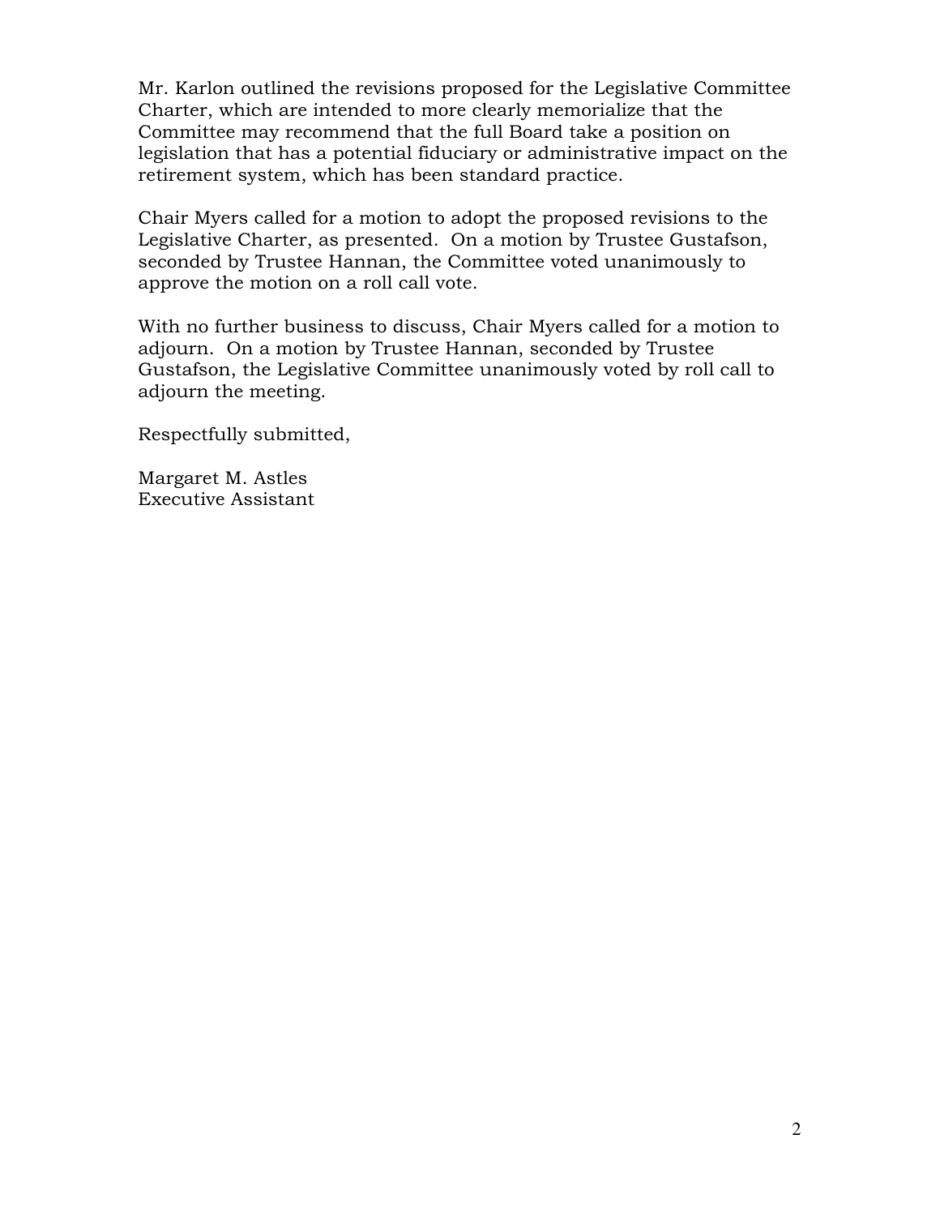Mr. Karlon outlined the revisions proposed for the Legislative Committee Charter, which are intended to more clearly memorialize that the Committee may recommend that the full Board take a position on legislation that has a potential fiduciary or administrative impact on the retirement system, which has been standard practice.

Chair Myers called for a motion to adopt the proposed revisions to the Legislative Charter, as presented. On a motion by Trustee Gustafson, seconded by Trustee Hannan, the Committee voted unanimously to approve the motion on a roll call vote.

With no further business to discuss, Chair Myers called for a motion to adjourn. On a motion by Trustee Hannan, seconded by Trustee Gustafson, the Legislative Committee unanimously voted by roll call to adjourn the meeting.

Respectfully submitted,

Margaret M. Astles
Executive Assistant